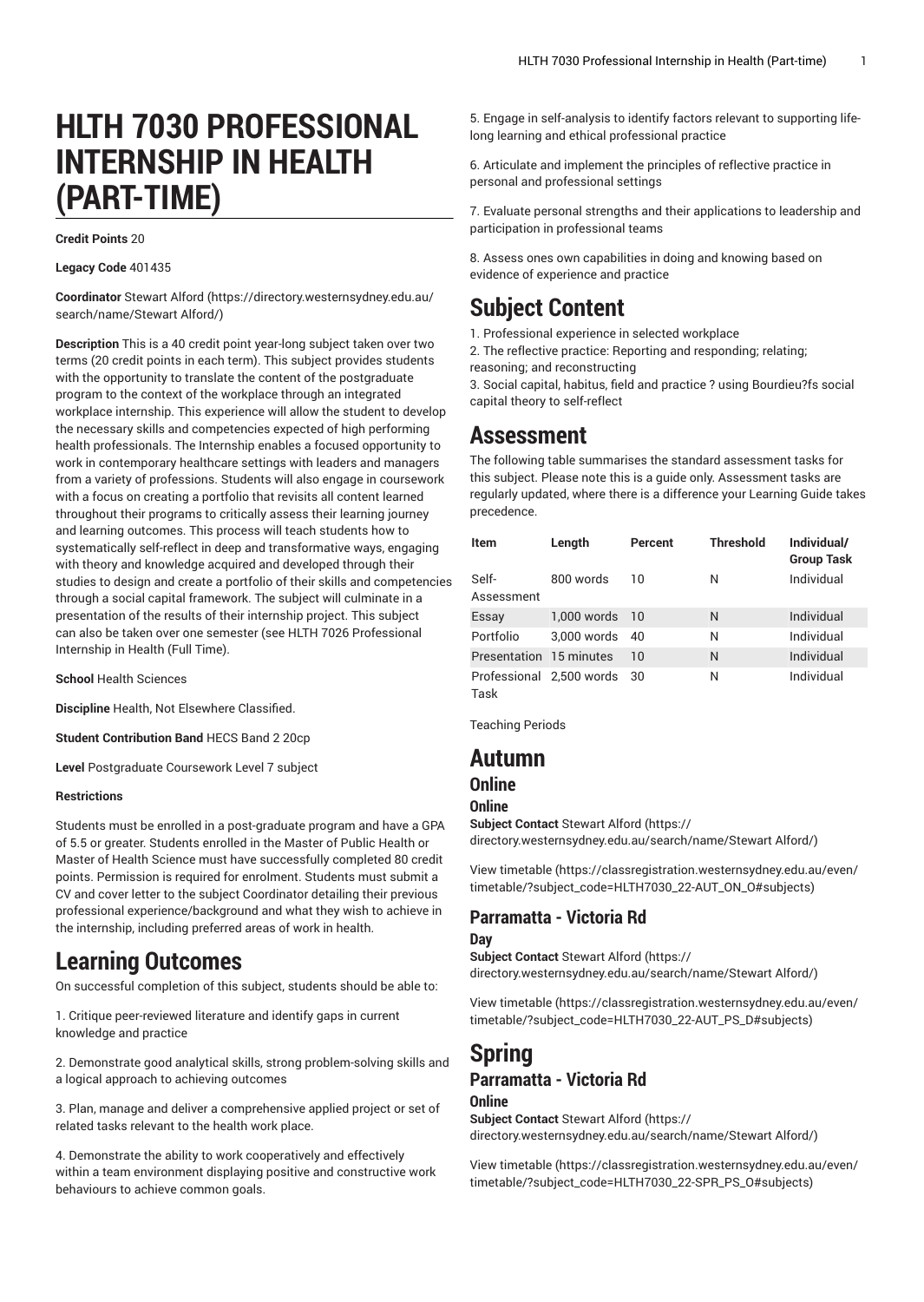# HLTH 7030 PROFESSIONAL INTERNSHIP IN HEALTH (PART-TIME)

**Credit Points** 20

**Legacy Code** 401435

**Coordinator** Stewart Alford (https://directory.westernsydney.edu.au/search/name/Stewart Alford/)

**Description** This is a 40 credit point year-long subject taken over two terms (20 credit points in each term). This subject provides students with the opportunity to translate the content of the postgraduate program to the context of the workplace through an integrated workplace internship. This experience will allow the student to develop the necessary skills and competencies expected of high performing health professionals. The Internship enables a focused opportunity to work in contemporary healthcare settings with leaders and managers from a variety of professions. Students will also engage in coursework with a focus on creating a portfolio that revisits all content learned throughout their programs to critically assess their learning journey and learning outcomes. This process will teach students how to systematically self-reflect in deep and transformative ways, engaging with theory and knowledge acquired and developed through their studies to design and create a portfolio of their skills and competencies through a social capital framework. The subject will culminate in a presentation of the results of their internship project. This subject can also be taken over one semester (see HLTH 7026 Professional Internship in Health (Full Time).

**School** Health Sciences

**Discipline** Health, Not Elsewhere Classified.

**Student Contribution Band** HECS Band 2 20cp

**Level** Postgraduate Coursework Level 7 subject

**Restrictions**

Students must be enrolled in a post-graduate program and have a GPA of 5.5 or greater. Students enrolled in the Master of Public Health or Master of Health Science must have successfully completed 80 credit points. Permission is required for enrolment. Students must submit a CV and cover letter to the subject Coordinator detailing their previous professional experience/background and what they wish to achieve in the internship, including preferred areas of work in health.

# Learning Outcomes

On successful completion of this subject, students should be able to:

1. Critique peer-reviewed literature and identify gaps in current knowledge and practice

2. Demonstrate good analytical skills, strong problem-solving skills and a logical approach to achieving outcomes

3. Plan, manage and deliver a comprehensive applied project or set of related tasks relevant to the health work place.

4. Demonstrate the ability to work cooperatively and effectively within a team environment displaying positive and constructive work behaviours to achieve common goals.

5. Engage in self-analysis to identify factors relevant to supporting life-long learning and ethical professional practice

6. Articulate and implement the principles of reflective practice in personal and professional settings

7. Evaluate personal strengths and their applications to leadership and participation in professional teams

8. Assess ones own capabilities in doing and knowing based on evidence of experience and practice

# Subject Content

1. Professional experience in selected workplace
2. The reflective practice: Reporting and responding; relating; reasoning; and reconstructing
3. Social capital, habitus, field and practice ? using Bourdieu?fs social capital theory to self-reflect

# Assessment

The following table summarises the standard assessment tasks for this subject. Please note this is a guide only. Assessment tasks are regularly updated, where there is a difference your Learning Guide takes precedence.

| Item | Length | Percent | Threshold | Individual/ Group Task |
|---|---|---|---|---|
| Self-Assessment | 800 words | 10 | N | Individual |
| Essay | 1,000 words | 10 | N | Individual |
| Portfolio | 3,000 words | 40 | N | Individual |
| Presentation | 15 minutes | 10 | N | Individual |
| Professional Task | 2,500 words | 30 | N | Individual |

Teaching Periods

# Autumn

## Online

### Online

**Subject Contact** Stewart Alford (https://directory.westernsydney.edu.au/search/name/Stewart Alford/)

View timetable (https://classregistration.westernsydney.edu.au/even/timetable/?subject_code=HLTH7030_22-AUT_ON_O#subjects)

## Parramatta - Victoria Rd

### Day

**Subject Contact** Stewart Alford (https://directory.westernsydney.edu.au/search/name/Stewart Alford/)

View timetable (https://classregistration.westernsydney.edu.au/even/timetable/?subject_code=HLTH7030_22-AUT_PS_D#subjects)

# Spring

## Parramatta - Victoria Rd

### Online

**Subject Contact** Stewart Alford (https://directory.westernsydney.edu.au/search/name/Stewart Alford/)

View timetable (https://classregistration.westernsydney.edu.au/even/timetable/?subject_code=HLTH7030_22-SPR_PS_O#subjects)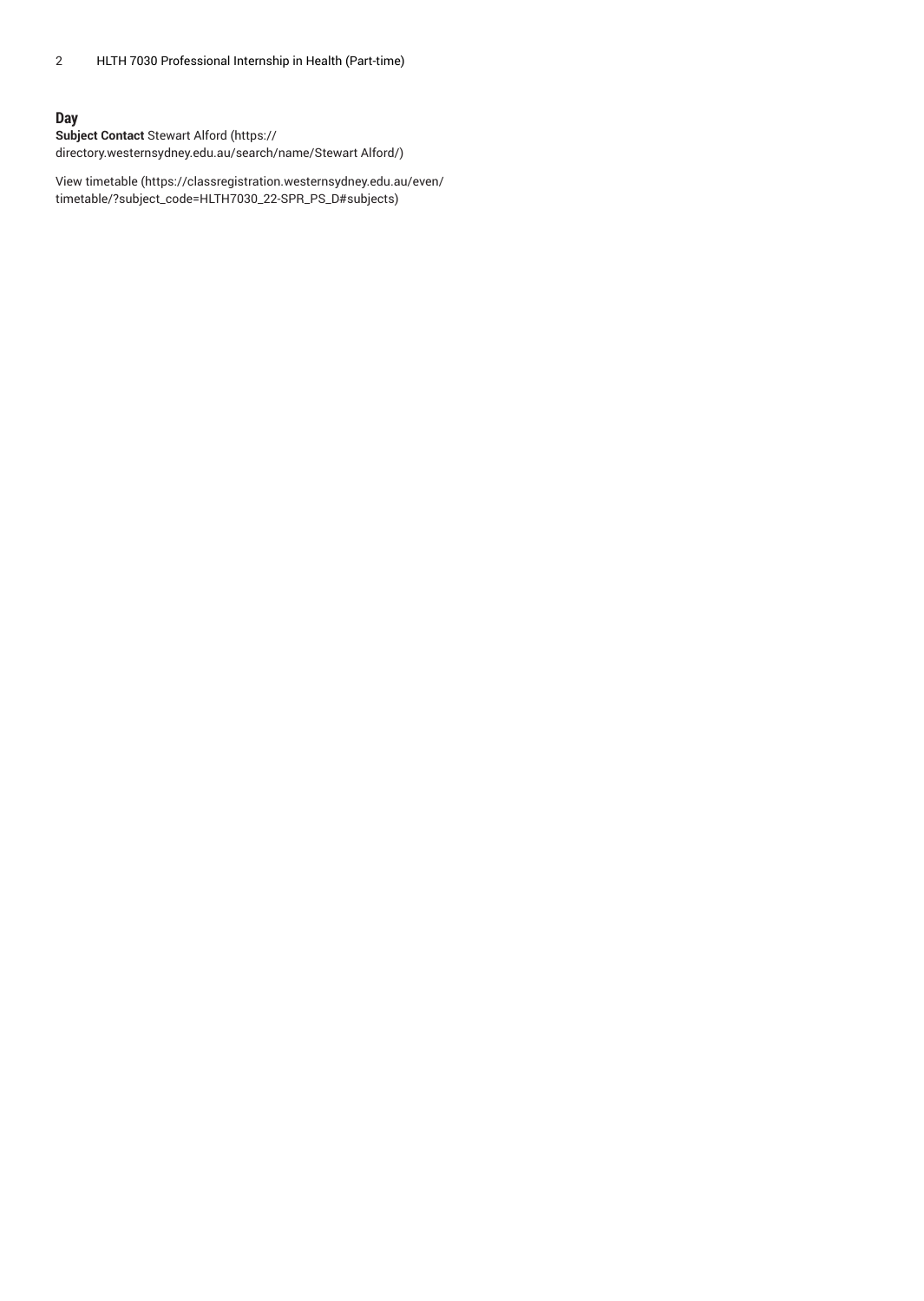### Day

**Subject Contact** Stewart Alford (https://directory.westernsydney.edu.au/search/name/Stewart Alford/)

View timetable (https://classregistration.westernsydney.edu.au/even/timetable/?subject_code=HLTH7030_22-SPR_PS_D#subjects)